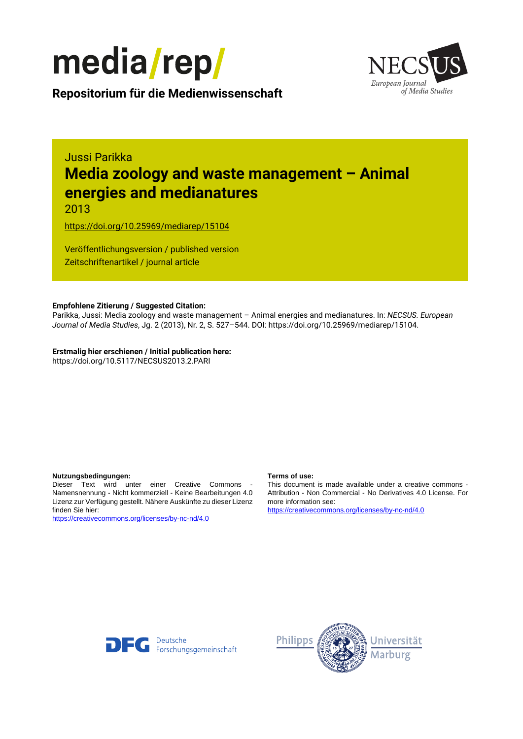media/rep/

**Repositorium für die Medienwissenschaft**

NECSUS European Journal of Media Studies

Jussi Parikka

# Media zoology and waste management – Animal energies and medianatures

2013

https://doi.org/10.25969/mediarep/15104

Veröffentlichungsversion / published version
Zeitschriftenartikel / journal article

**Empfohlene Zitierung / Suggested Citation:**
Parikka, Jussi: Media zoology and waste management – Animal energies and medianatures. In: *NECSUS. European Journal of Media Studies*, Jg. 2 (2013), Nr. 2, S. 527–544. DOI: https://doi.org/10.25969/mediarep/15104.

**Erstmalig hier erschienen / Initial publication here:**
https://doi.org/10.5117/NECSUS2013.2.PARI

**Nutzungsbedingungen:**
Dieser Text wird unter einer Creative Commons - Namensnennung - Nicht kommerziell - Keine Bearbeitungen 4.0 Lizenz zur Verfügung gestellt. Nähere Auskünfte zu dieser Lizenz finden Sie hier:
https://creativecommons.org/licenses/by-nc-nd/4.0

**Terms of use:**
This document is made available under a creative commons - Attribution - Non Commercial - No Derivatives 4.0 License. For more information see:
https://creativecommons.org/licenses/by-nc-nd/4.0

Deutsche Forschungsgemeinschaft

Philipps Universität Marburg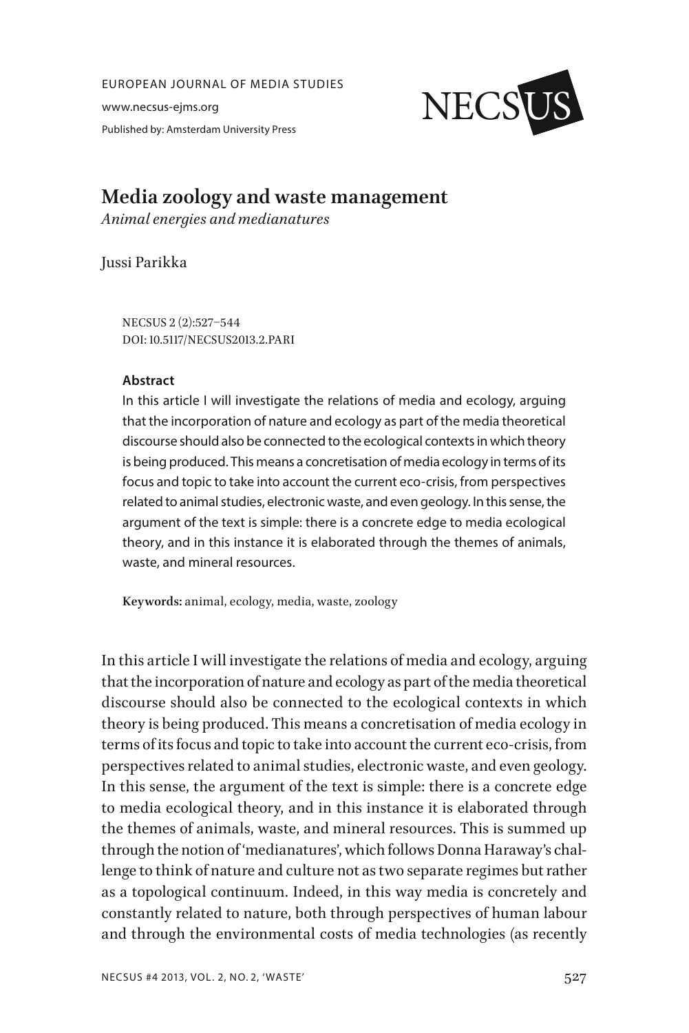EUROPEAN JOURNAL OF MEDIA STUDIES

www.necsus-ejms.org

Published by: Amsterdam University Press

# Media zoology and waste management

*Animal energies and medianatures*

Jussi Parikka

NECSUS 2 (2):527–544
DOI: 10.5117/NECSUS2013.2.PARI

**Abstract**

In this article I will investigate the relations of media and ecology, arguing that the incorporation of nature and ecology as part of the media theoretical discourse should also be connected to the ecological contexts in which theory is being produced. This means a concretisation of media ecology in terms of its focus and topic to take into account the current eco-crisis, from perspectives related to animal studies, electronic waste, and even geology. In this sense, the argument of the text is simple: there is a concrete edge to media ecological theory, and in this instance it is elaborated through the themes of animals, waste, and mineral resources.

**Keywords:** animal, ecology, media, waste, zoology

In this article I will investigate the relations of media and ecology, arguing that the incorporation of nature and ecology as part of the media theoretical discourse should also be connected to the ecological contexts in which theory is being produced. This means a concretisation of media ecology in terms of its focus and topic to take into account the current eco-crisis, from perspectives related to animal studies, electronic waste, and even geology. In this sense, the argument of the text is simple: there is a concrete edge to media ecological theory, and in this instance it is elaborated through the themes of animals, waste, and mineral resources. This is summed up through the notion of 'medianatures', which follows Donna Haraway's challenge to think of nature and culture not as two separate regimes but rather as a topological continuum. Indeed, in this way media is concretely and constantly related to nature, both through perspectives of human labour and through the environmental costs of media technologies (as recently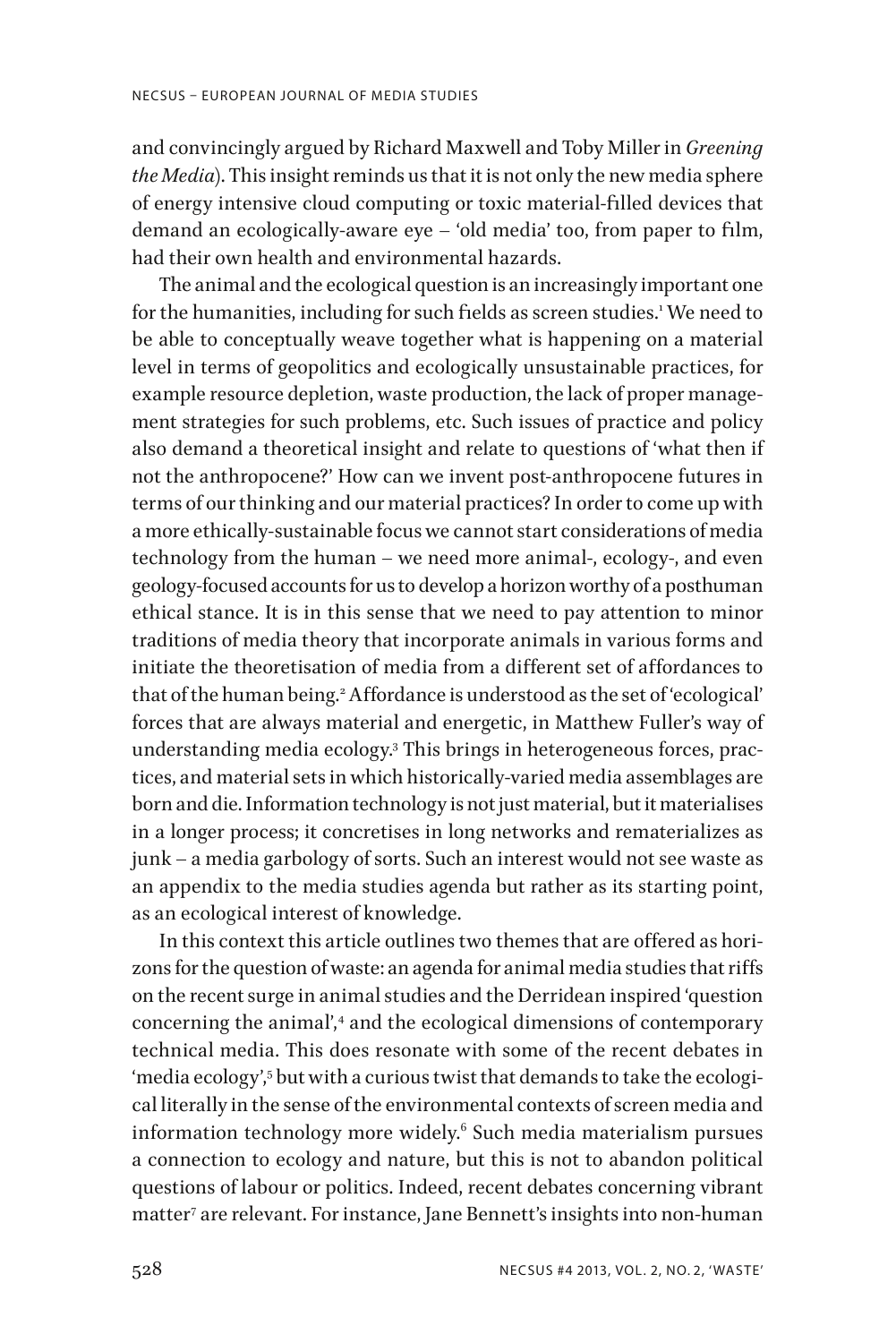and convincingly argued by Richard Maxwell and Toby Miller in *Greening the Media*). This insight reminds us that it is not only the new media sphere of energy intensive cloud computing or toxic material-filled devices that demand an ecologically-aware eye – 'old media' too, from paper to film, had their own health and environmental hazards.

The animal and the ecological question is an increasingly important one for the humanities, including for such fields as screen studies.[1] We need to be able to conceptually weave together what is happening on a material level in terms of geopolitics and ecologically unsustainable practices, for example resource depletion, waste production, the lack of proper management strategies for such problems, etc. Such issues of practice and policy also demand a theoretical insight and relate to questions of 'what then if not the anthropocene?' How can we invent post-anthropocene futures in terms of our thinking and our material practices? In order to come up with a more ethically-sustainable focus we cannot start considerations of media technology from the human – we need more animal-, ecology-, and even geology-focused accounts for us to develop a horizon worthy of a posthuman ethical stance. It is in this sense that we need to pay attention to minor traditions of media theory that incorporate animals in various forms and initiate the theoretisation of media from a different set of affordances to that of the human being.[2] Affordance is understood as the set of 'ecological' forces that are always material and energetic, in Matthew Fuller's way of understanding media ecology.[3] This brings in heterogeneous forces, practices, and material sets in which historically-varied media assemblages are born and die. Information technology is not just material, but it materialises in a longer process; it concretises in long networks and rematerializes as junk – a media garbology of sorts. Such an interest would not see waste as an appendix to the media studies agenda but rather as its starting point, as an ecological interest of knowledge.

In this context this article outlines two themes that are offered as horizons for the question of waste: an agenda for animal media studies that riffs on the recent surge in animal studies and the Derridean inspired 'question concerning the animal',[4] and the ecological dimensions of contemporary technical media. This does resonate with some of the recent debates in 'media ecology',[5] but with a curious twist that demands to take the ecological literally in the sense of the environmental contexts of screen media and information technology more widely.[6] Such media materialism pursues a connection to ecology and nature, but this is not to abandon political questions of labour or politics. Indeed, recent debates concerning vibrant matter[7] are relevant. For instance, Jane Bennett's insights into non-human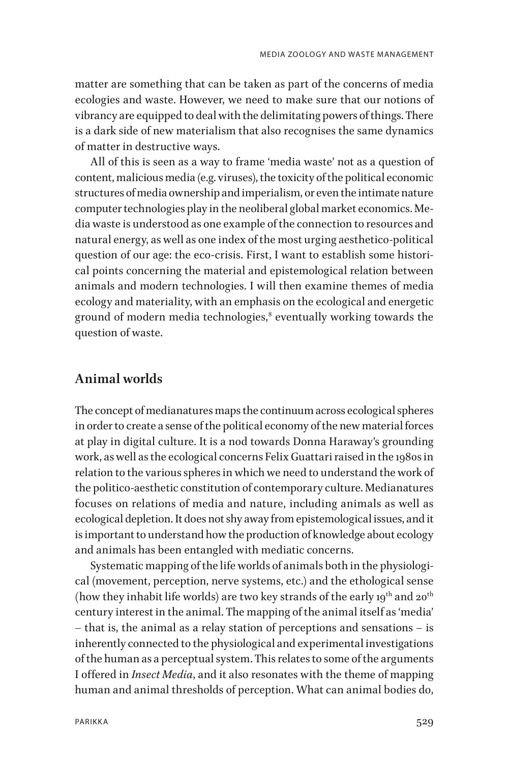matter are something that can be taken as part of the concerns of media ecologies and waste. However, we need to make sure that our notions of vibrancy are equipped to deal with the delimitating powers of things. There is a dark side of new materialism that also recognises the same dynamics of matter in destructive ways.

All of this is seen as a way to frame 'media waste' not as a question of content, malicious media (e.g. viruses), the toxicity of the political economic structures of media ownership and imperialism, or even the intimate nature computer technologies play in the neoliberal global market economics. Media waste is understood as one example of the connection to resources and natural energy, as well as one index of the most urging aesthetico-political question of our age: the eco-crisis. First, I want to establish some historical points concerning the material and epistemological relation between animals and modern technologies. I will then examine themes of media ecology and materiality, with an emphasis on the ecological and energetic ground of modern media technologies,[8] eventually working towards the question of waste.

## Animal worlds

The concept of medianatures maps the continuum across ecological spheres in order to create a sense of the political economy of the new material forces at play in digital culture. It is a nod towards Donna Haraway's grounding work, as well as the ecological concerns Felix Guattari raised in the 1980s in relation to the various spheres in which we need to understand the work of the politico-aesthetic constitution of contemporary culture. Medianatures focuses on relations of media and nature, including animals as well as ecological depletion. It does not shy away from epistemological issues, and it is important to understand how the production of knowledge about ecology and animals has been entangled with mediatic concerns.

Systematic mapping of the life worlds of animals both in the physiological (movement, perception, nerve systems, etc.) and the ethological sense (how they inhabit life worlds) are two key strands of the early 19th and 20th century interest in the animal. The mapping of the animal itself as 'media' – that is, the animal as a relay station of perceptions and sensations – is inherently connected to the physiological and experimental investigations of the human as a perceptual system. This relates to some of the arguments I offered in *Insect Media*, and it also resonates with the theme of mapping human and animal thresholds of perception. What can animal bodies do,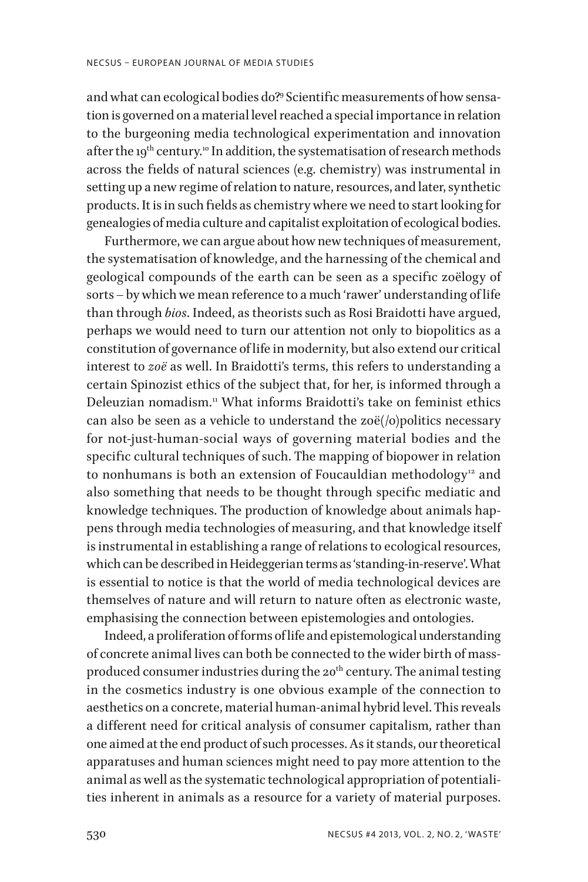and what can ecological bodies do?[9] Scientific measurements of how sensation is governed on a material level reached a special importance in relation to the burgeoning media technological experimentation and innovation after the 19th century.[10] In addition, the systematisation of research methods across the fields of natural sciences (e.g. chemistry) was instrumental in setting up a new regime of relation to nature, resources, and later, synthetic products. It is in such fields as chemistry where we need to start looking for genealogies of media culture and capitalist exploitation of ecological bodies.

Furthermore, we can argue about how new techniques of measurement, the systematisation of knowledge, and the harnessing of the chemical and geological compounds of the earth can be seen as a specific zoëlogy of sorts – by which we mean reference to a much 'rawer' understanding of life than through *bios*. Indeed, as theorists such as Rosi Braidotti have argued, perhaps we would need to turn our attention not only to biopolitics as a constitution of governance of life in modernity, but also extend our critical interest to *zoë* as well. In Braidotti's terms, this refers to understanding a certain Spinozist ethics of the subject that, for her, is informed through a Deleuzian nomadism.[11] What informs Braidotti's take on feminist ethics can also be seen as a vehicle to understand the zoë(/o)politics necessary for not-just-human-social ways of governing material bodies and the specific cultural techniques of such. The mapping of biopower in relation to nonhumans is both an extension of Foucauldian methodology[12] and also something that needs to be thought through specific mediatic and knowledge techniques. The production of knowledge about animals happens through media technologies of measuring, and that knowledge itself is instrumental in establishing a range of relations to ecological resources, which can be described in Heideggerian terms as 'standing-in-reserve'. What is essential to notice is that the world of media technological devices are themselves of nature and will return to nature often as electronic waste, emphasising the connection between epistemologies and ontologies.

Indeed, a proliferation of forms of life and epistemological understanding of concrete animal lives can both be connected to the wider birth of mass-produced consumer industries during the 20th century. The animal testing in the cosmetics industry is one obvious example of the connection to aesthetics on a concrete, material human-animal hybrid level. This reveals a different need for critical analysis of consumer capitalism, rather than one aimed at the end product of such processes. As it stands, our theoretical apparatuses and human sciences might need to pay more attention to the animal as well as the systematic technological appropriation of potentialities inherent in animals as a resource for a variety of material purposes.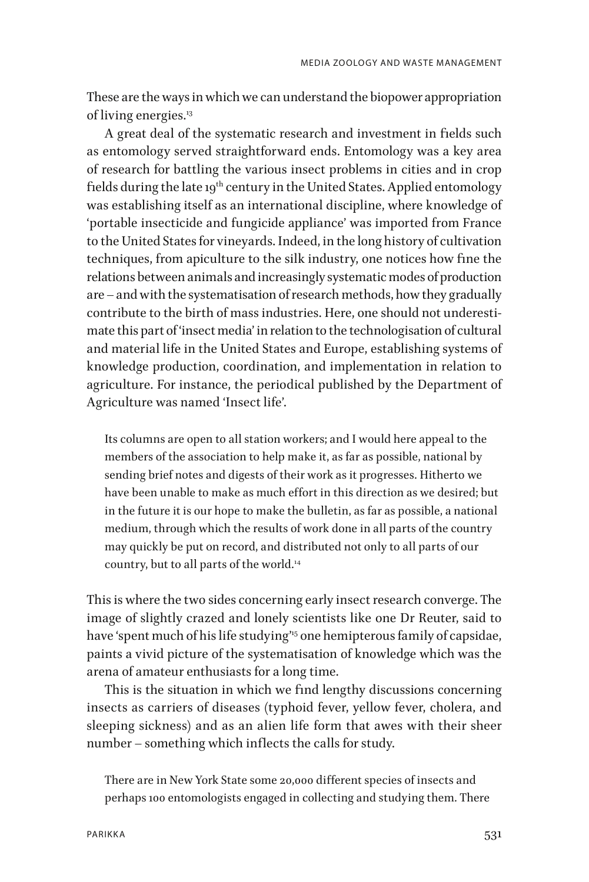These are the ways in which we can understand the biopower appropriation of living energies.[13]

A great deal of the systematic research and investment in fields such as entomology served straightforward ends. Entomology was a key area of research for battling the various insect problems in cities and in crop fields during the late 19th century in the United States. Applied entomology was establishing itself as an international discipline, where knowledge of 'portable insecticide and fungicide appliance' was imported from France to the United States for vineyards. Indeed, in the long history of cultivation techniques, from apiculture to the silk industry, one notices how fine the relations between animals and increasingly systematic modes of production are – and with the systematisation of research methods, how they gradually contribute to the birth of mass industries. Here, one should not underestimate this part of 'insect media' in relation to the technologisation of cultural and material life in the United States and Europe, establishing systems of knowledge production, coordination, and implementation in relation to agriculture. For instance, the periodical published by the Department of Agriculture was named 'Insect life'.

> Its columns are open to all station workers; and I would here appeal to the members of the association to help make it, as far as possible, national by sending brief notes and digests of their work as it progresses. Hitherto we have been unable to make as much effort in this direction as we desired; but in the future it is our hope to make the bulletin, as far as possible, a national medium, through which the results of work done in all parts of the country may quickly be put on record, and distributed not only to all parts of our country, but to all parts of the world.[14]

This is where the two sides concerning early insect research converge. The image of slightly crazed and lonely scientists like one Dr Reuter, said to have 'spent much of his life studying'[15] one hemipterous family of capsidae, paints a vivid picture of the systematisation of knowledge which was the arena of amateur enthusiasts for a long time.

This is the situation in which we find lengthy discussions concerning insects as carriers of diseases (typhoid fever, yellow fever, cholera, and sleeping sickness) and as an alien life form that awes with their sheer number – something which inflects the calls for study.

> There are in New York State some 20,000 different species of insects and perhaps 100 entomologists engaged in collecting and studying them. There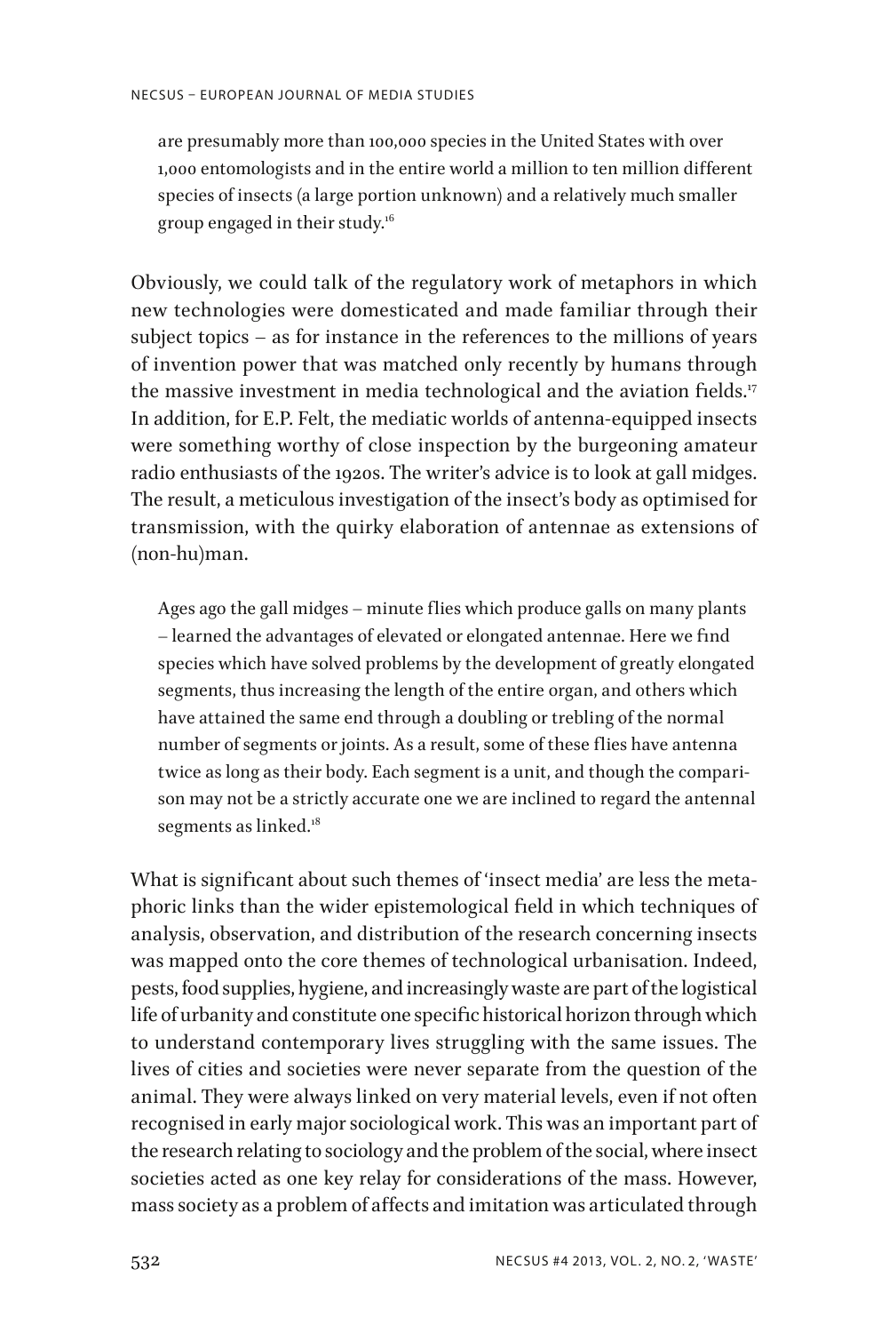> are presumably more than 100,000 species in the United States with over 1,000 entomologists and in the entire world a million to ten million different species of insects (a large portion unknown) and a relatively much smaller group engaged in their study.[16]

Obviously, we could talk of the regulatory work of metaphors in which new technologies were domesticated and made familiar through their subject topics – as for instance in the references to the millions of years of invention power that was matched only recently by humans through the massive investment in media technological and the aviation fields.[17] In addition, for E.P. Felt, the mediatic worlds of antenna-equipped insects were something worthy of close inspection by the burgeoning amateur radio enthusiasts of the 1920s. The writer's advice is to look at gall midges. The result, a meticulous investigation of the insect's body as optimised for transmission, with the quirky elaboration of antennae as extensions of (non-hu)man.

> Ages ago the gall midges – minute flies which produce galls on many plants – learned the advantages of elevated or elongated antennae. Here we find species which have solved problems by the development of greatly elongated segments, thus increasing the length of the entire organ, and others which have attained the same end through a doubling or trebling of the normal number of segments or joints. As a result, some of these flies have antenna twice as long as their body. Each segment is a unit, and though the comparison may not be a strictly accurate one we are inclined to regard the antennal segments as linked.[18]

What is significant about such themes of 'insect media' are less the metaphoric links than the wider epistemological field in which techniques of analysis, observation, and distribution of the research concerning insects was mapped onto the core themes of technological urbanisation. Indeed, pests, food supplies, hygiene, and increasingly waste are part of the logistical life of urbanity and constitute one specific historical horizon through which to understand contemporary lives struggling with the same issues. The lives of cities and societies were never separate from the question of the animal. They were always linked on very material levels, even if not often recognised in early major sociological work. This was an important part of the research relating to sociology and the problem of the social, where insect societies acted as one key relay for considerations of the mass. However, mass society as a problem of affects and imitation was articulated through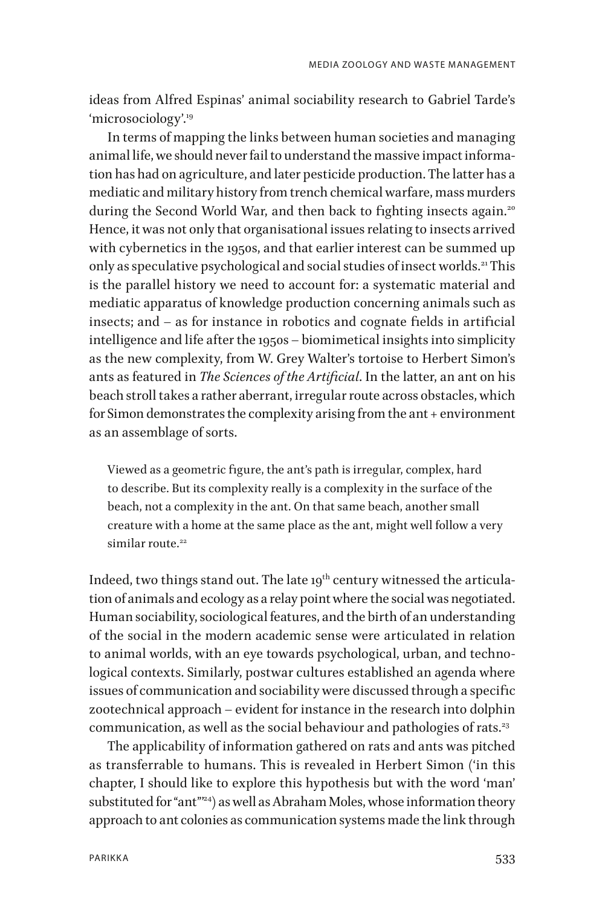ideas from Alfred Espinas' animal sociability research to Gabriel Tarde's 'microsociology'.[19]

In terms of mapping the links between human societies and managing animal life, we should never fail to understand the massive impact information has had on agriculture, and later pesticide production. The latter has a mediatic and military history from trench chemical warfare, mass murders during the Second World War, and then back to fighting insects again.[20] Hence, it was not only that organisational issues relating to insects arrived with cybernetics in the 1950s, and that earlier interest can be summed up only as speculative psychological and social studies of insect worlds.[21] This is the parallel history we need to account for: a systematic material and mediatic apparatus of knowledge production concerning animals such as insects; and – as for instance in robotics and cognate fields in artificial intelligence and life after the 1950s – biomimetical insights into simplicity as the new complexity, from W. Grey Walter's tortoise to Herbert Simon's ants as featured in *The Sciences of the Artificial*. In the latter, an ant on his beach stroll takes a rather aberrant, irregular route across obstacles, which for Simon demonstrates the complexity arising from the ant + environment as an assemblage of sorts.

> Viewed as a geometric figure, the ant's path is irregular, complex, hard to describe. But its complexity really is a complexity in the surface of the beach, not a complexity in the ant. On that same beach, another small creature with a home at the same place as the ant, might well follow a very similar route.[22]

Indeed, two things stand out. The late 19th century witnessed the articulation of animals and ecology as a relay point where the social was negotiated. Human sociability, sociological features, and the birth of an understanding of the social in the modern academic sense were articulated in relation to animal worlds, with an eye towards psychological, urban, and technological contexts. Similarly, postwar cultures established an agenda where issues of communication and sociability were discussed through a specific zootechnical approach – evident for instance in the research into dolphin communication, as well as the social behaviour and pathologies of rats.[23]

The applicability of information gathered on rats and ants was pitched as transferrable to humans. This is revealed in Herbert Simon ('in this chapter, I should like to explore this hypothesis but with the word 'man' substituted for "ant"'[24]) as well as Abraham Moles, whose information theory approach to ant colonies as communication systems made the link through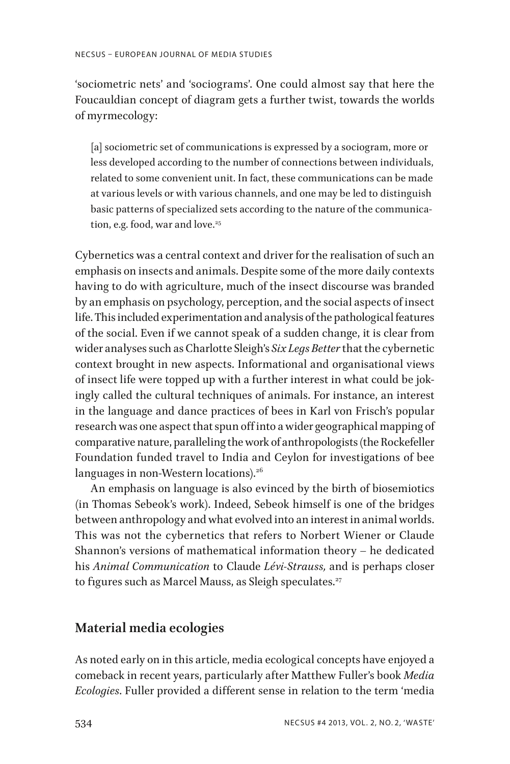'sociometric nets' and 'sociograms'. One could almost say that here the Foucauldian concept of diagram gets a further twist, towards the worlds of myrmecology:

> [a] sociometric set of communications is expressed by a sociogram, more or less developed according to the number of connections between individuals, related to some convenient unit. In fact, these communications can be made at various levels or with various channels, and one may be led to distinguish basic patterns of specialized sets according to the nature of the communication, e.g. food, war and love.[25]

Cybernetics was a central context and driver for the realisation of such an emphasis on insects and animals. Despite some of the more daily contexts having to do with agriculture, much of the insect discourse was branded by an emphasis on psychology, perception, and the social aspects of insect life. This included experimentation and analysis of the pathological features of the social. Even if we cannot speak of a sudden change, it is clear from wider analyses such as Charlotte Sleigh's *Six Legs Better* that the cybernetic context brought in new aspects. Informational and organisational views of insect life were topped up with a further interest in what could be jokingly called the cultural techniques of animals. For instance, an interest in the language and dance practices of bees in Karl von Frisch's popular research was one aspect that spun off into a wider geographical mapping of comparative nature, paralleling the work of anthropologists (the Rockefeller Foundation funded travel to India and Ceylon for investigations of bee languages in non-Western locations).[26]

An emphasis on language is also evinced by the birth of biosemiotics (in Thomas Sebeok's work). Indeed, Sebeok himself is one of the bridges between anthropology and what evolved into an interest in animal worlds. This was not the cybernetics that refers to Norbert Wiener or Claude Shannon's versions of mathematical information theory – he dedicated his *Animal Communication* to Claude *Lévi-Strauss,* and is perhaps closer to figures such as Marcel Mauss, as Sleigh speculates.[27]

## Material media ecologies

As noted early on in this article, media ecological concepts have enjoyed a comeback in recent years, particularly after Matthew Fuller's book *Media Ecologies*. Fuller provided a different sense in relation to the term 'media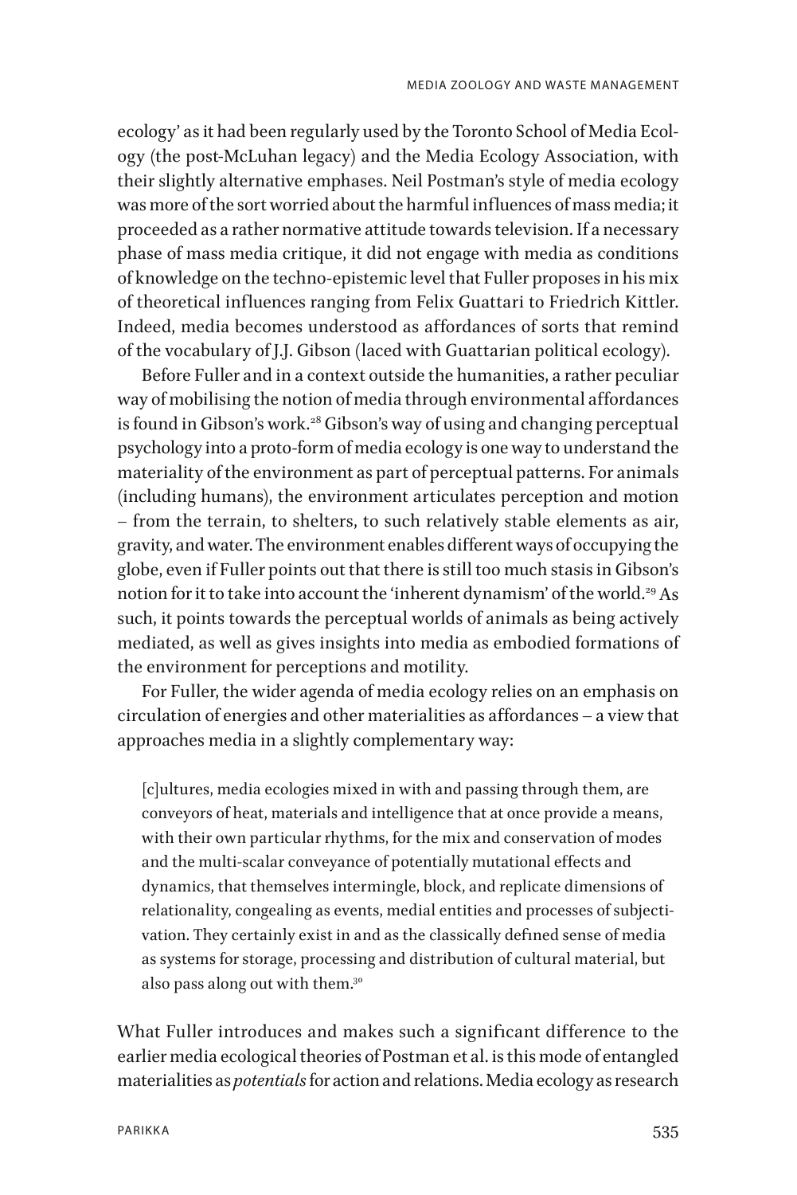ecology' as it had been regularly used by the Toronto School of Media Ecology (the post-McLuhan legacy) and the Media Ecology Association, with their slightly alternative emphases. Neil Postman's style of media ecology was more of the sort worried about the harmful influences of mass media; it proceeded as a rather normative attitude towards television. If a necessary phase of mass media critique, it did not engage with media as conditions of knowledge on the techno-epistemic level that Fuller proposes in his mix of theoretical influences ranging from Felix Guattari to Friedrich Kittler. Indeed, media becomes understood as affordances of sorts that remind of the vocabulary of J.J. Gibson (laced with Guattarian political ecology).

Before Fuller and in a context outside the humanities, a rather peculiar way of mobilising the notion of media through environmental affordances is found in Gibson's work.[28] Gibson's way of using and changing perceptual psychology into a proto-form of media ecology is one way to understand the materiality of the environment as part of perceptual patterns. For animals (including humans), the environment articulates perception and motion – from the terrain, to shelters, to such relatively stable elements as air, gravity, and water. The environment enables different ways of occupying the globe, even if Fuller points out that there is still too much stasis in Gibson's notion for it to take into account the 'inherent dynamism' of the world.[29] As such, it points towards the perceptual worlds of animals as being actively mediated, as well as gives insights into media as embodied formations of the environment for perceptions and motility.

For Fuller, the wider agenda of media ecology relies on an emphasis on circulation of energies and other materialities as affordances – a view that approaches media in a slightly complementary way:

> [c]ultures, media ecologies mixed in with and passing through them, are conveyors of heat, materials and intelligence that at once provide a means, with their own particular rhythms, for the mix and conservation of modes and the multi-scalar conveyance of potentially mutational effects and dynamics, that themselves intermingle, block, and replicate dimensions of relationality, congealing as events, medial entities and processes of subjectivation. They certainly exist in and as the classically defined sense of media as systems for storage, processing and distribution of cultural material, but also pass along out with them.[30]

What Fuller introduces and makes such a significant difference to the earlier media ecological theories of Postman et al. is this mode of entangled materialities as *potentials* for action and relations. Media ecology as research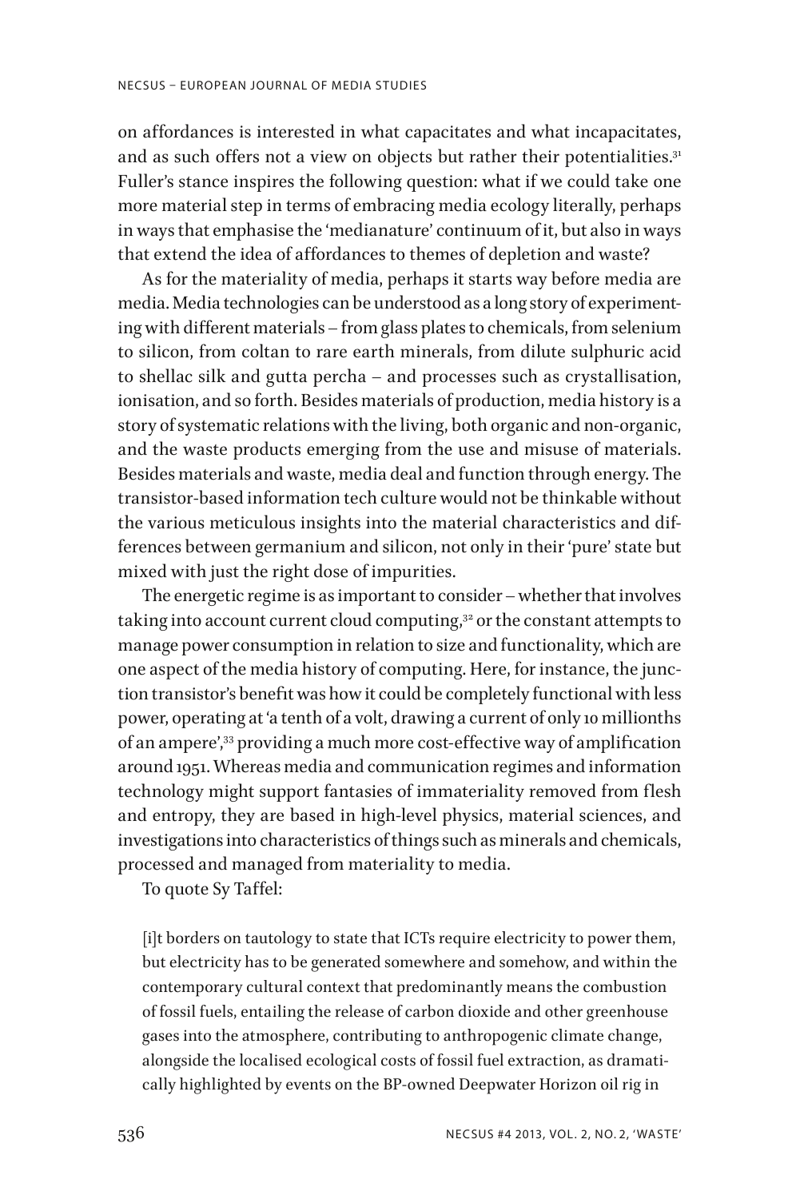on affordances is interested in what capacitates and what incapacitates, and as such offers not a view on objects but rather their potentialities.[31] Fuller's stance inspires the following question: what if we could take one more material step in terms of embracing media ecology literally, perhaps in ways that emphasise the 'medianature' continuum of it, but also in ways that extend the idea of affordances to themes of depletion and waste?

As for the materiality of media, perhaps it starts way before media are media. Media technologies can be understood as a long story of experimenting with different materials – from glass plates to chemicals, from selenium to silicon, from coltan to rare earth minerals, from dilute sulphuric acid to shellac silk and gutta percha – and processes such as crystallisation, ionisation, and so forth. Besides materials of production, media history is a story of systematic relations with the living, both organic and non-organic, and the waste products emerging from the use and misuse of materials. Besides materials and waste, media deal and function through energy. The transistor-based information tech culture would not be thinkable without the various meticulous insights into the material characteristics and differences between germanium and silicon, not only in their 'pure' state but mixed with just the right dose of impurities.

The energetic regime is as important to consider – whether that involves taking into account current cloud computing,[32] or the constant attempts to manage power consumption in relation to size and functionality, which are one aspect of the media history of computing. Here, for instance, the junction transistor's benefit was how it could be completely functional with less power, operating at 'a tenth of a volt, drawing a current of only 10 millionths of an ampere',[33] providing a much more cost-effective way of amplification around 1951. Whereas media and communication regimes and information technology might support fantasies of immateriality removed from flesh and entropy, they are based in high-level physics, material sciences, and investigations into characteristics of things such as minerals and chemicals, processed and managed from materiality to media.

To quote Sy Taffel:

> [i]t borders on tautology to state that ICTs require electricity to power them, but electricity has to be generated somewhere and somehow, and within the contemporary cultural context that predominantly means the combustion of fossil fuels, entailing the release of carbon dioxide and other greenhouse gases into the atmosphere, contributing to anthropogenic climate change, alongside the localised ecological costs of fossil fuel extraction, as dramatically highlighted by events on the BP-owned Deepwater Horizon oil rig in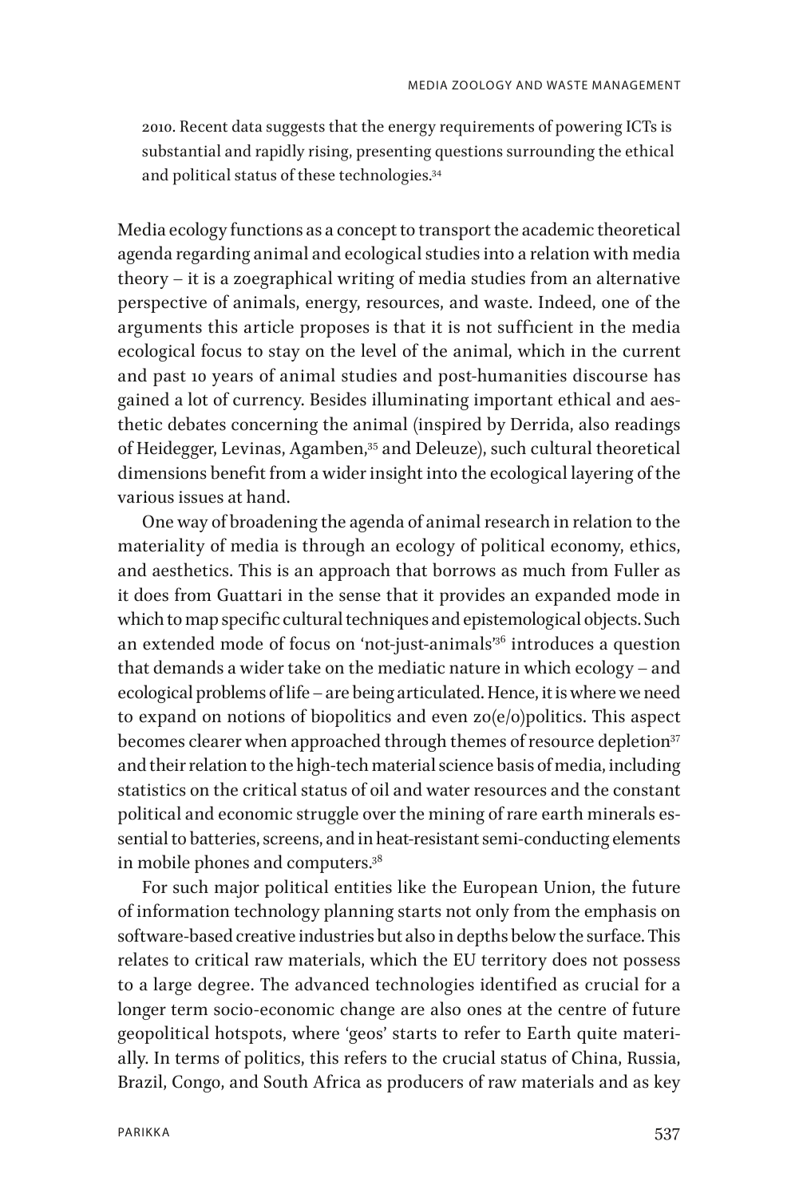2010. Recent data suggests that the energy requirements of powering ICTs is substantial and rapidly rising, presenting questions surrounding the ethical and political status of these technologies.[34]

Media ecology functions as a concept to transport the academic theoretical agenda regarding animal and ecological studies into a relation with media theory – it is a zoegraphical writing of media studies from an alternative perspective of animals, energy, resources, and waste. Indeed, one of the arguments this article proposes is that it is not sufficient in the media ecological focus to stay on the level of the animal, which in the current and past 10 years of animal studies and post-humanities discourse has gained a lot of currency. Besides illuminating important ethical and aesthetic debates concerning the animal (inspired by Derrida, also readings of Heidegger, Levinas, Agamben,[35] and Deleuze), such cultural theoretical dimensions benefit from a wider insight into the ecological layering of the various issues at hand.

One way of broadening the agenda of animal research in relation to the materiality of media is through an ecology of political economy, ethics, and aesthetics. This is an approach that borrows as much from Fuller as it does from Guattari in the sense that it provides an expanded mode in which to map specific cultural techniques and epistemological objects. Such an extended mode of focus on 'not-just-animals'[36] introduces a question that demands a wider take on the mediatic nature in which ecology – and ecological problems of life – are being articulated. Hence, it is where we need to expand on notions of biopolitics and even zo(e/o)politics. This aspect becomes clearer when approached through themes of resource depletion[37] and their relation to the high-tech material science basis of media, including statistics on the critical status of oil and water resources and the constant political and economic struggle over the mining of rare earth minerals essential to batteries, screens, and in heat-resistant semi-conducting elements in mobile phones and computers.[38]

For such major political entities like the European Union, the future of information technology planning starts not only from the emphasis on software-based creative industries but also in depths below the surface. This relates to critical raw materials, which the EU territory does not possess to a large degree. The advanced technologies identified as crucial for a longer term socio-economic change are also ones at the centre of future geopolitical hotspots, where 'geos' starts to refer to Earth quite materially. In terms of politics, this refers to the crucial status of China, Russia, Brazil, Congo, and South Africa as producers of raw materials and as key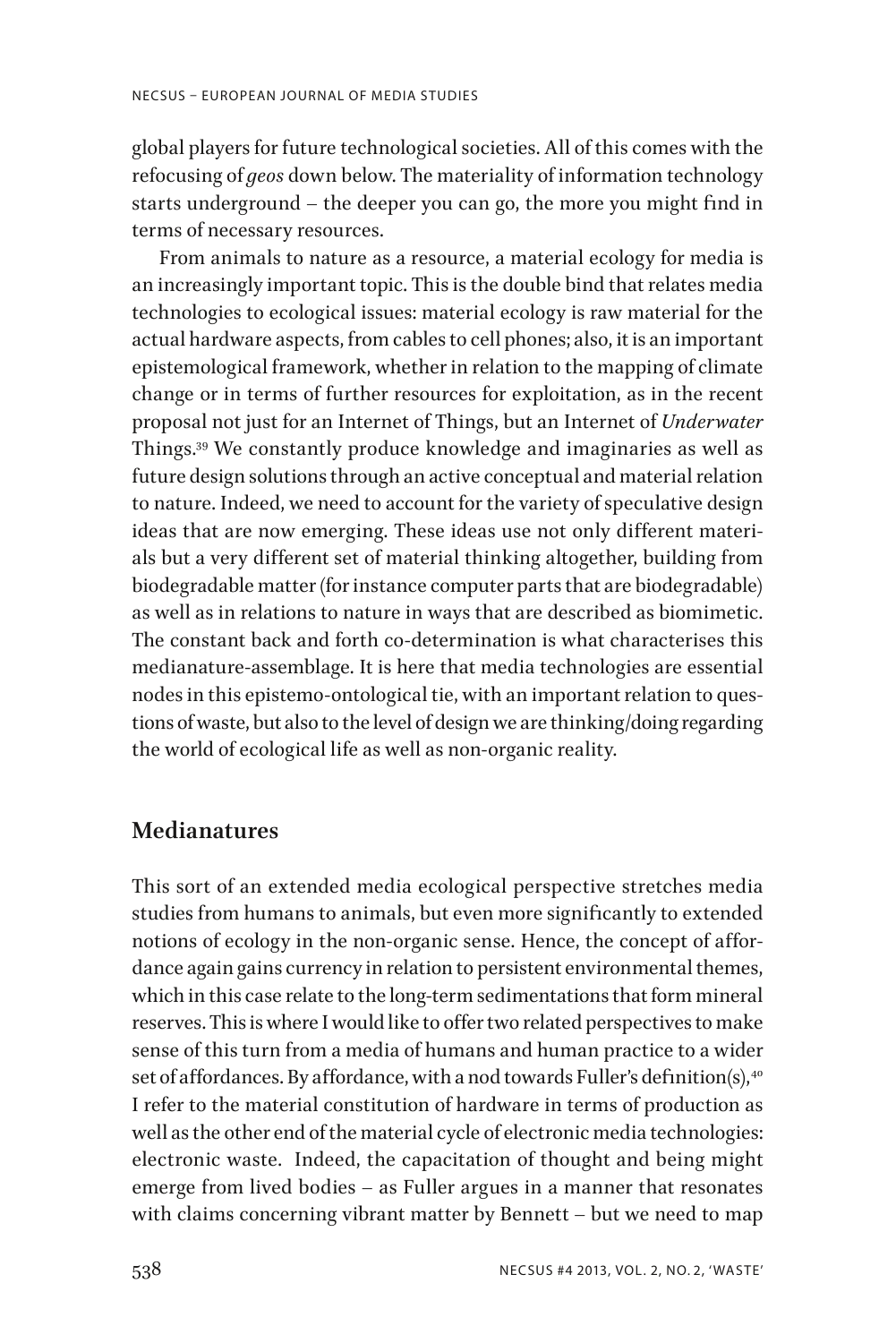global players for future technological societies. All of this comes with the refocusing of *geos* down below. The materiality of information technology starts underground – the deeper you can go, the more you might find in terms of necessary resources.

From animals to nature as a resource, a material ecology for media is an increasingly important topic. This is the double bind that relates media technologies to ecological issues: material ecology is raw material for the actual hardware aspects, from cables to cell phones; also, it is an important epistemological framework, whether in relation to the mapping of climate change or in terms of further resources for exploitation, as in the recent proposal not just for an Internet of Things, but an Internet of *Underwater* Things.[39] We constantly produce knowledge and imaginaries as well as future design solutions through an active conceptual and material relation to nature. Indeed, we need to account for the variety of speculative design ideas that are now emerging. These ideas use not only different materials but a very different set of material thinking altogether, building from biodegradable matter (for instance computer parts that are biodegradable) as well as in relations to nature in ways that are described as biomimetic. The constant back and forth co-determination is what characterises this medianature-assemblage. It is here that media technologies are essential nodes in this epistemo-ontological tie, with an important relation to questions of waste, but also to the level of design we are thinking/doing regarding the world of ecological life as well as non-organic reality.

## Medianatures

This sort of an extended media ecological perspective stretches media studies from humans to animals, but even more significantly to extended notions of ecology in the non-organic sense. Hence, the concept of affordance again gains currency in relation to persistent environmental themes, which in this case relate to the long-term sedimentations that form mineral reserves. This is where I would like to offer two related perspectives to make sense of this turn from a media of humans and human practice to a wider set of affordances. By affordance, with a nod towards Fuller's definition(s),[40] I refer to the material constitution of hardware in terms of production as well as the other end of the material cycle of electronic media technologies: electronic waste. Indeed, the capacitation of thought and being might emerge from lived bodies – as Fuller argues in a manner that resonates with claims concerning vibrant matter by Bennett – but we need to map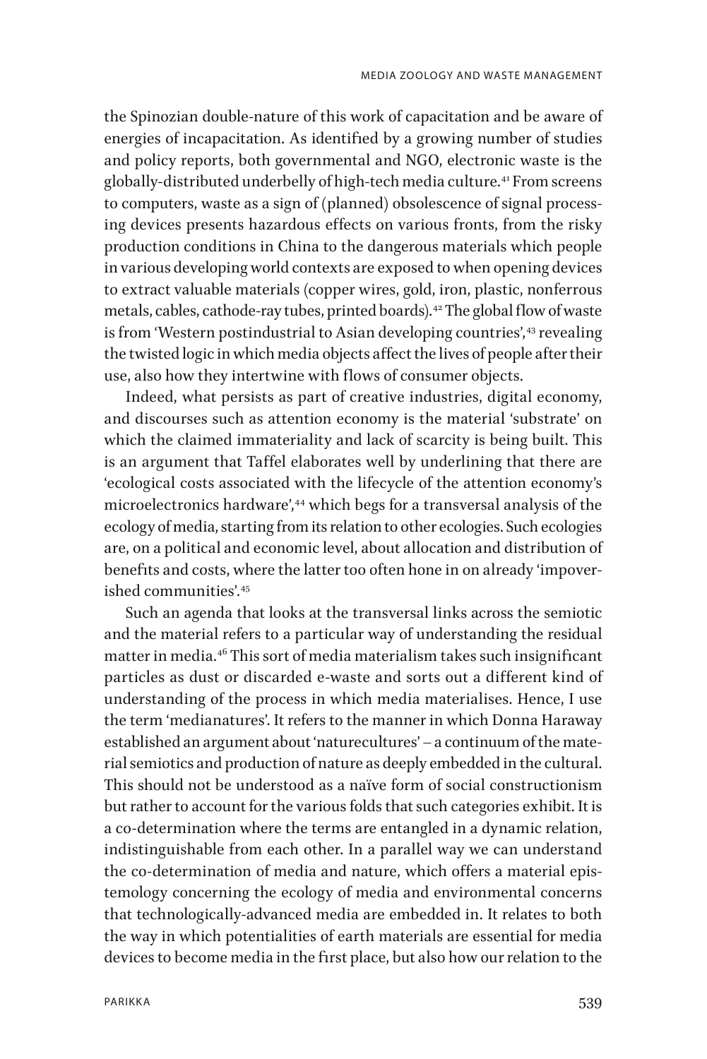the Spinozian double-nature of this work of capacitation and be aware of energies of incapacitation. As identified by a growing number of studies and policy reports, both governmental and NGO, electronic waste is the globally-distributed underbelly of high-tech media culture.[41] From screens to computers, waste as a sign of (planned) obsolescence of signal processing devices presents hazardous effects on various fronts, from the risky production conditions in China to the dangerous materials which people in various developing world contexts are exposed to when opening devices to extract valuable materials (copper wires, gold, iron, plastic, nonferrous metals, cables, cathode-ray tubes, printed boards).[42] The global flow of waste is from 'Western postindustrial to Asian developing countries',[43] revealing the twisted logic in which media objects affect the lives of people after their use, also how they intertwine with flows of consumer objects.

Indeed, what persists as part of creative industries, digital economy, and discourses such as attention economy is the material 'substrate' on which the claimed immateriality and lack of scarcity is being built. This is an argument that Taffel elaborates well by underlining that there are 'ecological costs associated with the lifecycle of the attention economy's microelectronics hardware',[44] which begs for a transversal analysis of the ecology of media, starting from its relation to other ecologies. Such ecologies are, on a political and economic level, about allocation and distribution of benefits and costs, where the latter too often hone in on already 'impoverished communities'.[45]

Such an agenda that looks at the transversal links across the semiotic and the material refers to a particular way of understanding the residual matter in media.[46] This sort of media materialism takes such insignificant particles as dust or discarded e-waste and sorts out a different kind of understanding of the process in which media materialises. Hence, I use the term 'medianatures'. It refers to the manner in which Donna Haraway established an argument about 'naturecultures' – a continuum of the material semiotics and production of nature as deeply embedded in the cultural. This should not be understood as a naïve form of social constructionism but rather to account for the various folds that such categories exhibit. It is a co-determination where the terms are entangled in a dynamic relation, indistinguishable from each other. In a parallel way we can understand the co-determination of media and nature, which offers a material epistemology concerning the ecology of media and environmental concerns that technologically-advanced media are embedded in. It relates to both the way in which potentialities of earth materials are essential for media devices to become media in the first place, but also how our relation to the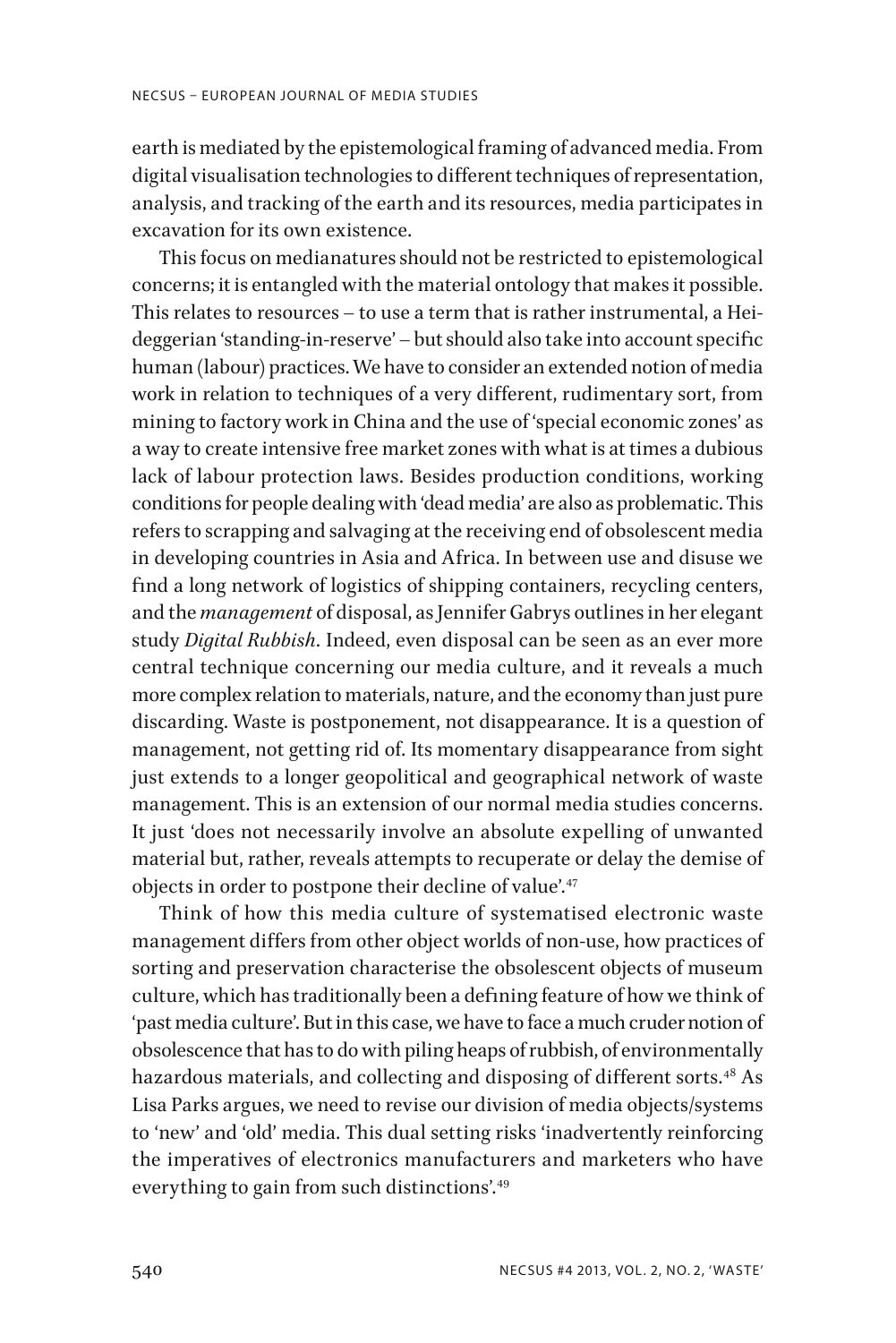earth is mediated by the epistemological framing of advanced media. From digital visualisation technologies to different techniques of representation, analysis, and tracking of the earth and its resources, media participates in excavation for its own existence.

This focus on medianatures should not be restricted to epistemological concerns; it is entangled with the material ontology that makes it possible. This relates to resources – to use a term that is rather instrumental, a Heideggerian 'standing-in-reserve' – but should also take into account specific human (labour) practices. We have to consider an extended notion of media work in relation to techniques of a very different, rudimentary sort, from mining to factory work in China and the use of 'special economic zones' as a way to create intensive free market zones with what is at times a dubious lack of labour protection laws. Besides production conditions, working conditions for people dealing with 'dead media' are also as problematic. This refers to scrapping and salvaging at the receiving end of obsolescent media in developing countries in Asia and Africa. In between use and disuse we find a long network of logistics of shipping containers, recycling centers, and the *management* of disposal, as Jennifer Gabrys outlines in her elegant study *Digital Rubbish*. Indeed, even disposal can be seen as an ever more central technique concerning our media culture, and it reveals a much more complex relation to materials, nature, and the economy than just pure discarding. Waste is postponement, not disappearance. It is a question of management, not getting rid of. Its momentary disappearance from sight just extends to a longer geopolitical and geographical network of waste management. This is an extension of our normal media studies concerns. It just 'does not necessarily involve an absolute expelling of unwanted material but, rather, reveals attempts to recuperate or delay the demise of objects in order to postpone their decline of value'.[47]

Think of how this media culture of systematised electronic waste management differs from other object worlds of non-use, how practices of sorting and preservation characterise the obsolescent objects of museum culture, which has traditionally been a defining feature of how we think of 'past media culture'. But in this case, we have to face a much cruder notion of obsolescence that has to do with piling heaps of rubbish, of environmentally hazardous materials, and collecting and disposing of different sorts.[48] As Lisa Parks argues, we need to revise our division of media objects/systems to 'new' and 'old' media. This dual setting risks 'inadvertently reinforcing the imperatives of electronics manufacturers and marketers who have everything to gain from such distinctions'.[49]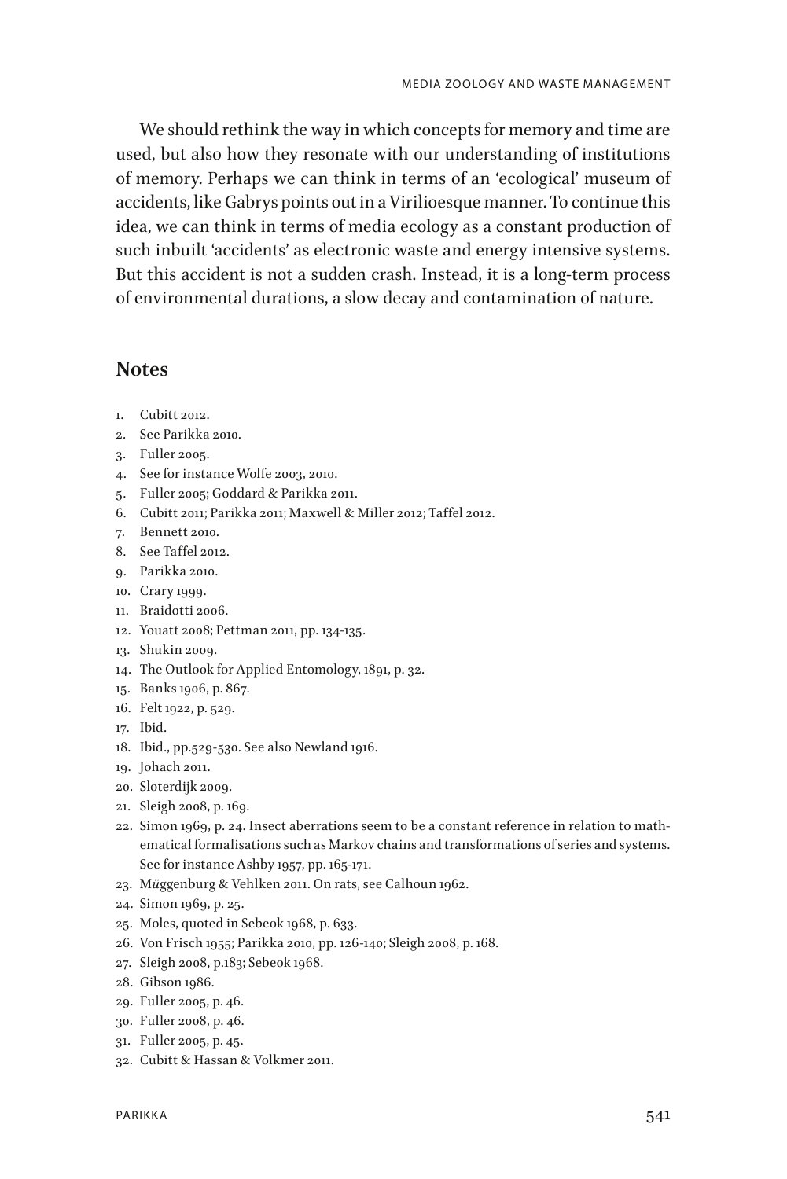We should rethink the way in which concepts for memory and time are used, but also how they resonate with our understanding of institutions of memory. Perhaps we can think in terms of an 'ecological' museum of accidents, like Gabrys points out in a Virilioesque manner. To continue this idea, we can think in terms of media ecology as a constant production of such inbuilt 'accidents' as electronic waste and energy intensive systems. But this accident is not a sudden crash. Instead, it is a long-term process of environmental durations, a slow decay and contamination of nature.

## Notes

1. Cubitt 2012.
2. See Parikka 2010.
3. Fuller 2005.
4. See for instance Wolfe 2003, 2010.
5. Fuller 2005; Goddard & Parikka 2011.
6. Cubitt 2011; Parikka 2011; Maxwell & Miller 2012; Taffel 2012.
7. Bennett 2010.
8. See Taffel 2012.
9. Parikka 2010.
10. Crary 1999.
11. Braidotti 2006.
12. Youatt 2008; Pettman 2011, pp. 134-135.
13. Shukin 2009.
14. The Outlook for Applied Entomology, 1891, p. 32.
15. Banks 1906, p. 867.
16. Felt 1922, p. 529.
17. Ibid.
18. Ibid., pp.529-530. See also Newland 1916.
19. Johach 2011.
20. Sloterdijk 2009.
21. Sleigh 2008, p. 169.
22. Simon 1969, p. 24. Insect aberrations seem to be a constant reference in relation to mathematical formalisations such as Markov chains and transformations of series and systems. See for instance Ashby 1957, pp. 165-171.
23. M*ü*ggenburg & Vehlken 2011. On rats, see Calhoun 1962.
24. Simon 1969, p. 25.
25. Moles, quoted in Sebeok 1968, p. 633.
26. Von Frisch 1955; Parikka 2010, pp. 126-140; Sleigh 2008, p. 168.
27. Sleigh 2008, p.183; Sebeok 1968.
28. Gibson 1986.
29. Fuller 2005, p. 46.
30. Fuller 2008, p. 46.
31. Fuller 2005, p. 45.
32. Cubitt & Hassan & Volkmer 2011.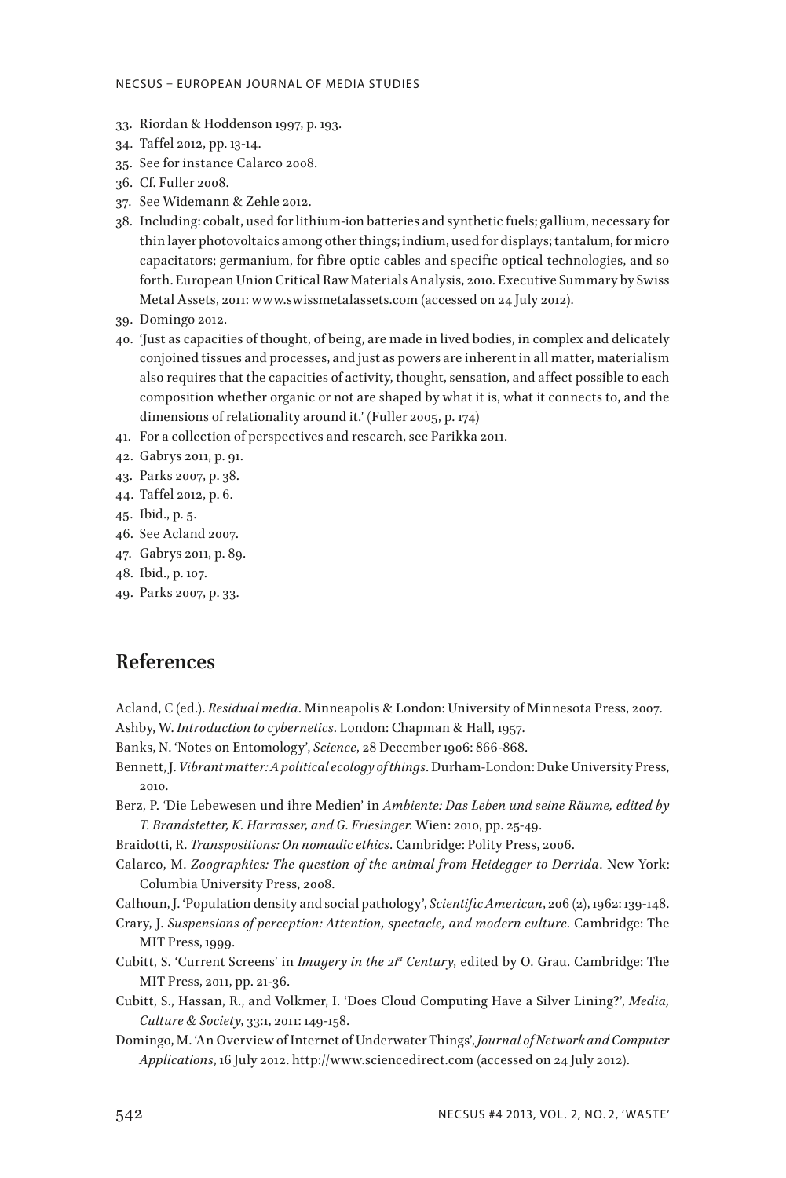33. Riordan & Hoddenson 1997, p. 193.
34. Taffel 2012, pp. 13-14.
35. See for instance Calarco 2008.
36. Cf. Fuller 2008.
37. See Widemann & Zehle 2012.
38. Including: cobalt, used for lithium-ion batteries and synthetic fuels; gallium, necessary for thin layer photovoltaics among other things; indium, used for displays; tantalum, for micro capacitators; germanium, for fibre optic cables and specific optical technologies, and so forth. European Union Critical Raw Materials Analysis, 2010. Executive Summary by Swiss Metal Assets, 2011: www.swissmetalassets.com (accessed on 24 July 2012).
39. Domingo 2012.
40. 'Just as capacities of thought, of being, are made in lived bodies, in complex and delicately conjoined tissues and processes, and just as powers are inherent in all matter, materialism also requires that the capacities of activity, thought, sensation, and affect possible to each composition whether organic or not are shaped by what it is, what it connects to, and the dimensions of relationality around it.' (Fuller 2005, p. 174)
41. For a collection of perspectives and research, see Parikka 2011.
42. Gabrys 2011, p. 91.
43. Parks 2007, p. 38.
44. Taffel 2012, p. 6.
45. Ibid., p. 5.
46. See Acland 2007.
47. Gabrys 2011, p. 89.
48. Ibid., p. 107.
49. Parks 2007, p. 33.

## References

Acland, C (ed.). *Residual media*. Minneapolis & London: University of Minnesota Press, 2007.

Ashby, W. *Introduction to cybernetics*. London: Chapman & Hall, 1957.

Banks, N. 'Notes on Entomology', *Science*, 28 December 1906: 866-868.

Bennett, J. *Vibrant matter: A political ecology of things*. Durham-London: Duke University Press, 2010.

Berz, P. 'Die Lebewesen und ihre Medien' in *Ambiente: Das Leben und seine Räume, edited by T. Brandstetter, K. Harrasser, and G. Friesinger.* Wien: 2010, pp. 25-49.

Braidotti, R. *Transpositions: On nomadic ethics*. Cambridge: Polity Press, 2006.

Calarco, M. *Zoographies: The question of the animal from Heidegger to Derrida*. New York: Columbia University Press, 2008.

Calhoun, J. 'Population density and social pathology', *Scientific American*, 206 (2), 1962: 139-148.

Crary, J. *Suspensions of perception: Attention, spectacle, and modern culture*. Cambridge: The MIT Press, 1999.

Cubitt, S. 'Current Screens' in *Imagery in the 21st Century*, edited by O. Grau. Cambridge: The MIT Press, 2011, pp. 21-36.

Cubitt, S., Hassan, R., and Volkmer, I. 'Does Cloud Computing Have a Silver Lining?', *Media, Culture & Society*, 33:1, 2011: 149-158.

Domingo, M. 'An Overview of Internet of Underwater Things', *Journal of Network and Computer Applications*, 16 July 2012. http://www.sciencedirect.com (accessed on 24 July 2012).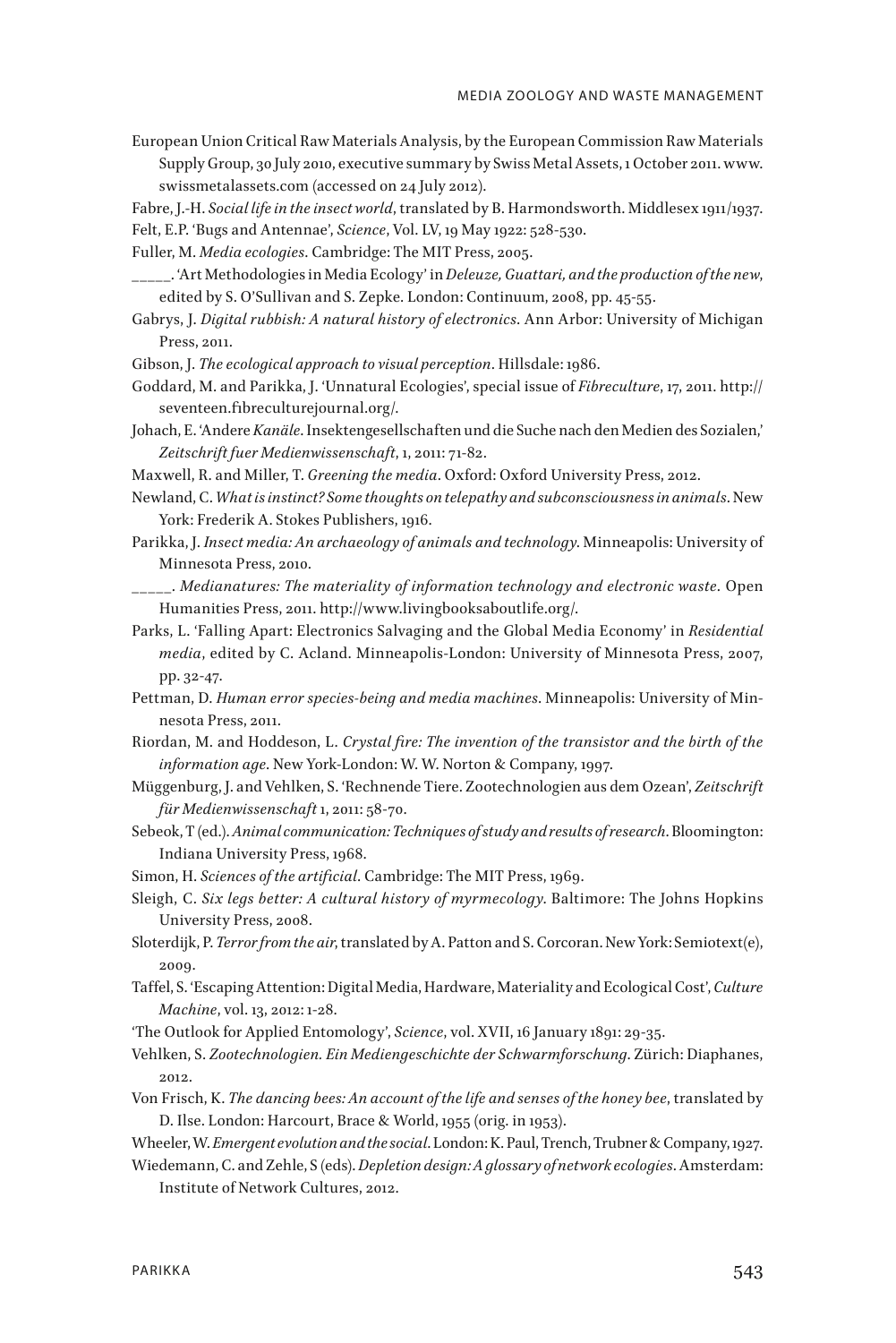European Union Critical Raw Materials Analysis, by the European Commission Raw Materials Supply Group, 30 July 2010, executive summary by Swiss Metal Assets, 1 October 2011. www.swissmetalassets.com (accessed on 24 July 2012).

Fabre, J.-H. *Social life in the insect world*, translated by B. Harmondsworth. Middlesex 1911/1937.

Felt, E.P. 'Bugs and Antennae', *Science*, Vol. LV, 19 May 1922: 528-530.

Fuller, M. *Media ecologies*. Cambridge: The MIT Press, 2005.

_____. 'Art Methodologies in Media Ecology' in *Deleuze, Guattari, and the production of the new*, edited by S. O'Sullivan and S. Zepke. London: Continuum, 2008, pp. 45-55.

Gabrys, J. *Digital rubbish: A natural history of electronics*. Ann Arbor: University of Michigan Press, 2011.

Gibson, J. *The ecological approach to visual perception*. Hillsdale: 1986.

Goddard, M. and Parikka, J. 'Unnatural Ecologies', special issue of *Fibreculture*, 17, 2011. http://seventeen.fibreculturejournal.org/.

Johach, E. 'Andere *Kanäle*. Insektengesellschaften und die Suche nach den Medien des Sozialen,' *Zeitschrift fuer Medienwissenschaft*, 1, 2011: 71-82.

Maxwell, R. and Miller, T. *Greening the media*. Oxford: Oxford University Press, 2012.

Newland, C. *What is instinct? Some thoughts on telepathy and subconsciousness in animals*. New York: Frederik A. Stokes Publishers, 1916.

Parikka, J. *Insect media: An archaeology of animals and technology*. Minneapolis: University of Minnesota Press, 2010.

_____. *Medianatures: The materiality of information technology and electronic waste*. Open Humanities Press, 2011. http://www.livingbooksaboutlife.org/.

Parks, L. 'Falling Apart: Electronics Salvaging and the Global Media Economy' in *Residential media*, edited by C. Acland. Minneapolis-London: University of Minnesota Press, 2007, pp. 32-47.

Pettman, D. *Human error species-being and media machines*. Minneapolis: University of Minnesota Press, 2011.

Riordan, M. and Hoddeson, L. *Crystal fire: The invention of the transistor and the birth of the information age*. New York-London: W. W. Norton & Company, 1997.

Müggenburg, J. and Vehlken, S. 'Rechnende Tiere. Zootechnologien aus dem Ozean', *Zeitschrift für Medienwissenschaft* 1, 2011: 58-70.

Sebeok, T (ed.). *Animal communication: Techniques of study and results of research*. Bloomington: Indiana University Press, 1968.

Simon, H. *Sciences of the artificial*. Cambridge: The MIT Press, 1969.

Sleigh, C. *Six legs better: A cultural history of myrmecology*. Baltimore: The Johns Hopkins University Press, 2008.

Sloterdijk, P. *Terror from the air*, translated by A. Patton and S. Corcoran. New York: Semiotext(e), 2009.

Taffel, S. 'Escaping Attention: Digital Media, Hardware, Materiality and Ecological Cost', *Culture Machine*, vol. 13, 2012: 1-28.

'The Outlook for Applied Entomology', *Science*, vol. XVII, 16 January 1891: 29-35.

Vehlken, S. *Zootechnologien. Ein Mediengeschichte der Schwarmforschung*. Zürich: Diaphanes, 2012.

Von Frisch, K. *The dancing bees: An account of the life and senses of the honey bee*, translated by D. Ilse. London: Harcourt, Brace & World, 1955 (orig. in 1953).

Wheeler, W. *Emergent evolution and the social*. London: K. Paul, Trench, Trubner & Company, 1927.

Wiedemann, C. and Zehle, S (eds). *Depletion design: A glossary of network ecologies*. Amsterdam: Institute of Network Cultures, 2012.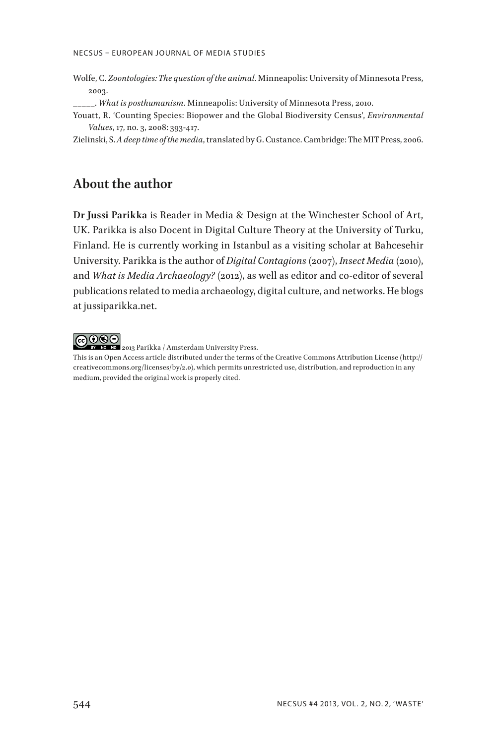Wolfe, C. *Zoontologies: The question of the animal*. Minneapolis: University of Minnesota Press, 2003.

_____. *What is posthumanism*. Minneapolis: University of Minnesota Press, 2010.

Youatt, R. 'Counting Species: Biopower and the Global Biodiversity Census', *Environmental Values*, 17, no. 3, 2008: 393-417.

Zielinski, S. *A deep time of the media*, translated by G. Custance. Cambridge: The MIT Press, 2006.

## About the author

**Dr Jussi Parikka** is Reader in Media & Design at the Winchester School of Art, UK. Parikka is also Docent in Digital Culture Theory at the University of Turku, Finland. He is currently working in Istanbul as a visiting scholar at Bahcesehir University. Parikka is the author of *Digital Contagions* (2007), *Insect Media* (2010), and *What is Media Archaeology?* (2012), as well as editor and co-editor of several publications related to media archaeology, digital culture, and networks. He blogs at jussiparikka.net.

2013 Parikka / Amsterdam University Press.

This is an Open Access article distributed under the terms of the Creative Commons Attribution License (http://creativecommons.org/licenses/by/2.0), which permits unrestricted use, distribution, and reproduction in any medium, provided the original work is properly cited.